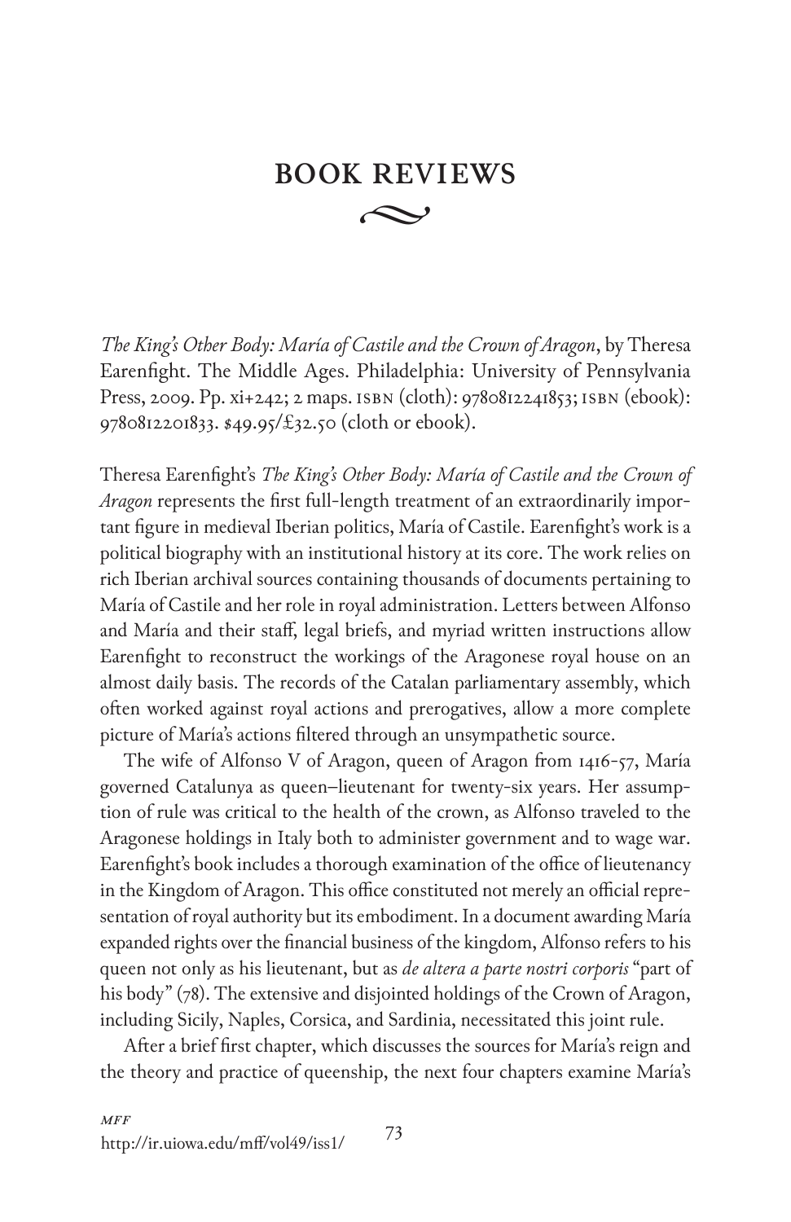# BOOK REVIEWS

*The King's Other Body: María of Castile and the Crown of Aragon*, by Theresa Earenfight. The Middle Ages. Philadelphia: University of Pennsylvania Press, 2009. Pp. xi+242; 2 maps. ISBN (cloth): 9780812241853; ISBN (ebook): 9780812201833. $49.95/£32.50 (cloth or ebook).

Theresa Earenfight's *The King's Other Body: María of Castile and the Crown of Aragon* represents the first full-length treatment of an extraordinarily important figure in medieval Iberian politics, María of Castile. Earenfight's work is a political biography with an institutional history at its core. The work relies on rich Iberian archival sources containing thousands of documents pertaining to María of Castile and her role in royal administration. Letters between Alfonso and María and their staff, legal briefs, and myriad written instructions allow Earenfight to reconstruct the workings of the Aragonese royal house on an almost daily basis. The records of the Catalan parliamentary assembly, which often worked against royal actions and prerogatives, allow a more complete picture of María's actions filtered through an unsympathetic source.

The wife of Alfonso V of Aragon, queen of Aragon from 1416-57, María governed Catalunya as queen–lieutenant for twenty-six years. Her assumption of rule was critical to the health of the crown, as Alfonso traveled to the Aragonese holdings in Italy both to administer government and to wage war. Earenfight's book includes a thorough examination of the office of lieutenancy in the Kingdom of Aragon. This office constituted not merely an official representation of royal authority but its embodiment. In a document awarding María expanded rights over the financial business of the kingdom, Alfonso refers to his queen not only as his lieutenant, but as *de altera a parte nostri corporis* "part of his body" (78). The extensive and disjointed holdings of the Crown of Aragon, including Sicily, Naples, Corsica, and Sardinia, necessitated this joint rule.

After a brief first chapter, which discusses the sources for María's reign and the theory and practice of queenship, the next four chapters examine María's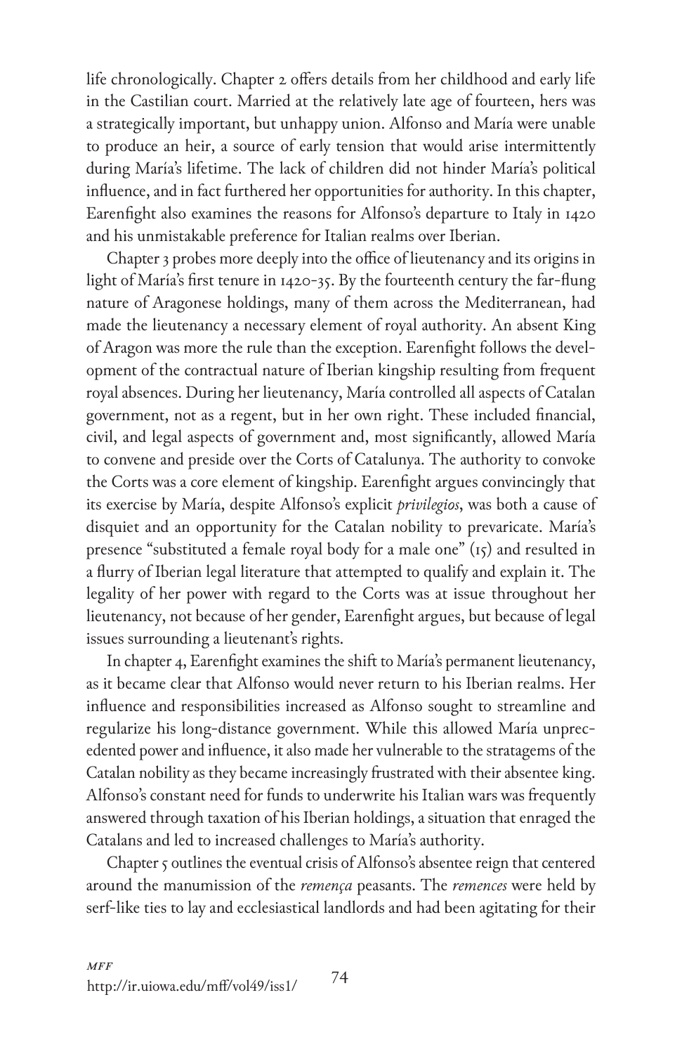life chronologically. Chapter 2 offers details from her childhood and early life in the Castilian court. Married at the relatively late age of fourteen, hers was a strategically important, but unhappy union. Alfonso and María were unable to produce an heir, a source of early tension that would arise intermittently during María's lifetime. The lack of children did not hinder María's political influence, and in fact furthered her opportunities for authority. In this chapter, Earenfight also examines the reasons for Alfonso's departure to Italy in 1420 and his unmistakable preference for Italian realms over Iberian.

Chapter 3 probes more deeply into the office of lieutenancy and its origins in light of María's first tenure in 1420-35. By the fourteenth century the far-flung nature of Aragonese holdings, many of them across the Mediterranean, had made the lieutenancy a necessary element of royal authority. An absent King of Aragon was more the rule than the exception. Earenfight follows the development of the contractual nature of Iberian kingship resulting from frequent royal absences. During her lieutenancy, María controlled all aspects of Catalan government, not as a regent, but in her own right. These included financial, civil, and legal aspects of government and, most significantly, allowed María to convene and preside over the Corts of Catalunya. The authority to convoke the Corts was a core element of kingship. Earenfight argues convincingly that its exercise by María, despite Alfonso's explicit *privilegios*, was both a cause of disquiet and an opportunity for the Catalan nobility to prevaricate. María's presence "substituted a female royal body for a male one" (15) and resulted in a flurry of Iberian legal literature that attempted to qualify and explain it. The legality of her power with regard to the Corts was at issue throughout her lieutenancy, not because of her gender, Earenfight argues, but because of legal issues surrounding a lieutenant's rights.

In chapter 4, Earenfight examines the shift to María's permanent lieutenancy, as it became clear that Alfonso would never return to his Iberian realms. Her influence and responsibilities increased as Alfonso sought to streamline and regularize his long-distance government. While this allowed María unprecedented power and influence, it also made her vulnerable to the stratagems of the Catalan nobility as they became increasingly frustrated with their absentee king. Alfonso's constant need for funds to underwrite his Italian wars was frequently answered through taxation of his Iberian holdings, a situation that enraged the Catalans and led to increased challenges to María's authority.

Chapter 5 outlines the eventual crisis of Alfonso's absentee reign that centered around the manumission of the *remença* peasants. The *remences* were held by serf-like ties to lay and ecclesiastical landlords and had been agitating for their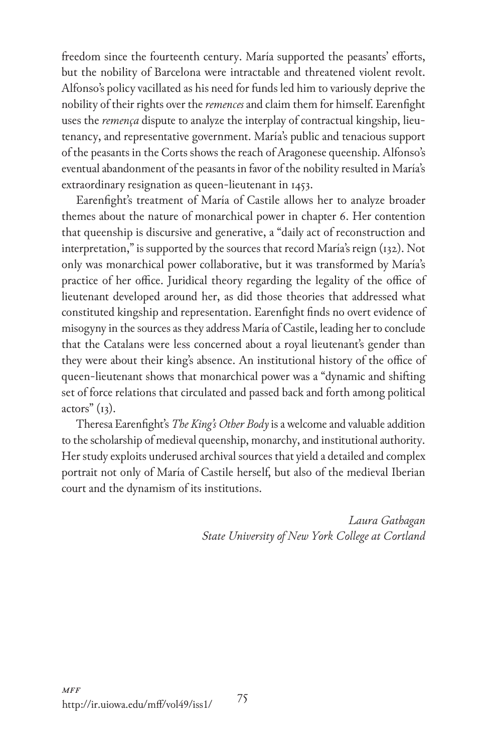freedom since the fourteenth century. María supported the peasants' efforts, but the nobility of Barcelona were intractable and threatened violent revolt. Alfonso's policy vacillated as his need for funds led him to variously deprive the nobility of their rights over the *remences* and claim them for himself. Earenfight uses the *remença* dispute to analyze the interplay of contractual kingship, lieutenancy, and representative government. María's public and tenacious support of the peasants in the Corts shows the reach of Aragonese queenship. Alfonso's eventual abandonment of the peasants in favor of the nobility resulted in María's extraordinary resignation as queen-lieutenant in 1453.

Earenfight's treatment of María of Castile allows her to analyze broader themes about the nature of monarchical power in chapter 6. Her contention that queenship is discursive and generative, a "daily act of reconstruction and interpretation," is supported by the sources that record María's reign (132). Not only was monarchical power collaborative, but it was transformed by María's practice of her office. Juridical theory regarding the legality of the office of lieutenant developed around her, as did those theories that addressed what constituted kingship and representation. Earenfight finds no overt evidence of misogyny in the sources as they address María of Castile, leading her to conclude that the Catalans were less concerned about a royal lieutenant's gender than they were about their king's absence. An institutional history of the office of queen-lieutenant shows that monarchical power was a "dynamic and shifting set of force relations that circulated and passed back and forth among political actors" (13).

Theresa Earenfight's *The King's Other Body* is a welcome and valuable addition to the scholarship of medieval queenship, monarchy, and institutional authority. Her study exploits underused archival sources that yield a detailed and complex portrait not only of María of Castile herself, but also of the medieval Iberian court and the dynamism of its institutions.

*Laura Gathagan*
*State University of New York College at Cortland*